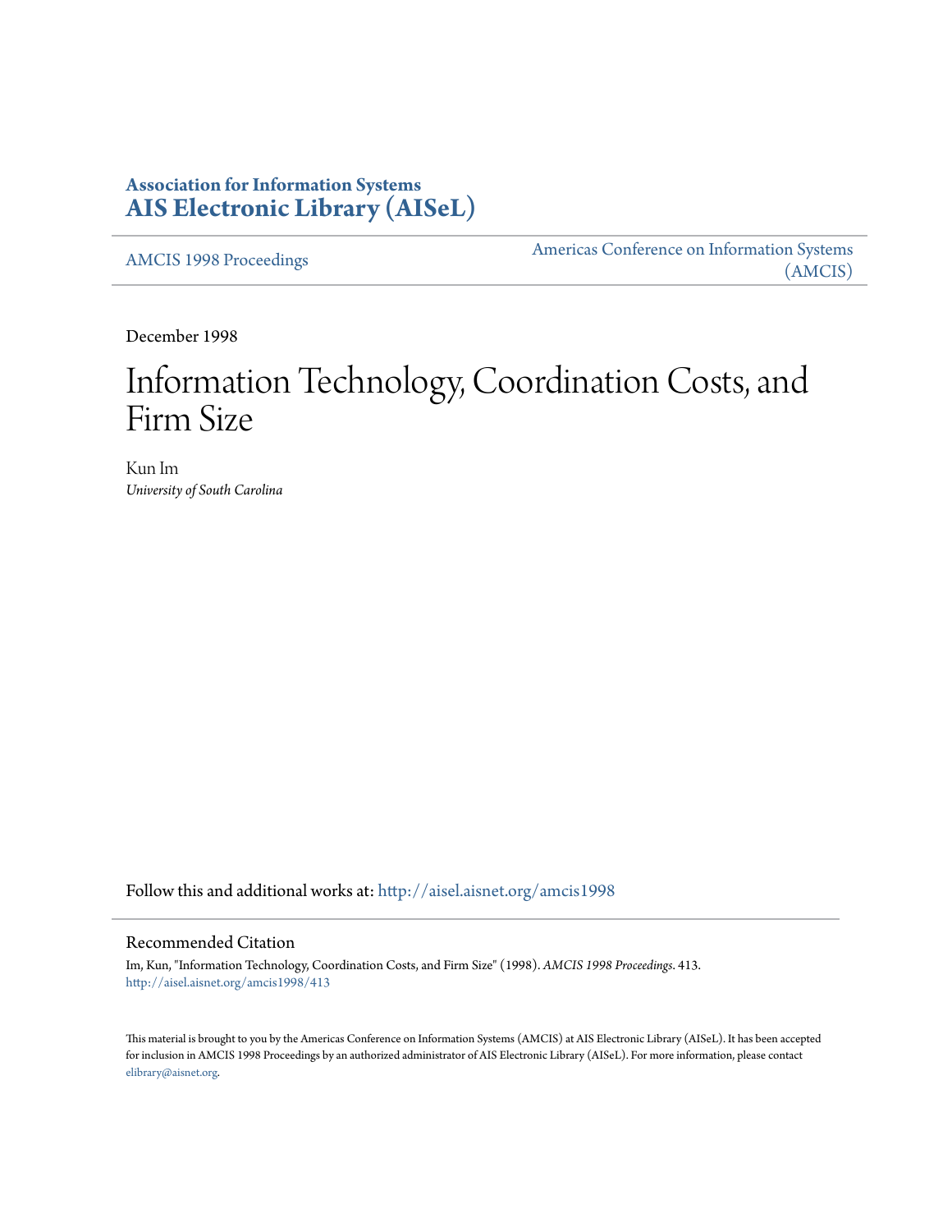# Association for Information Systems
# AIS Electronic Library (AISeL)

AMCIS 1998 Proceedings

Americas Conference on Information Systems (AMCIS)

December 1998

# Information Technology, Coordination Costs, and Firm Size

Kun Im
*University of South Carolina*

Follow this and additional works at: http://aisel.aisnet.org/amcis1998

## Recommended Citation

Im, Kun, "Information Technology, Coordination Costs, and Firm Size" (1998). *AMCIS 1998 Proceedings*. 413.
http://aisel.aisnet.org/amcis1998/413

This material is brought to you by the Americas Conference on Information Systems (AMCIS) at AIS Electronic Library (AISeL). It has been accepted for inclusion in AMCIS 1998 Proceedings by an authorized administrator of AIS Electronic Library (AISeL). For more information, please contact elibrary@aisnet.org.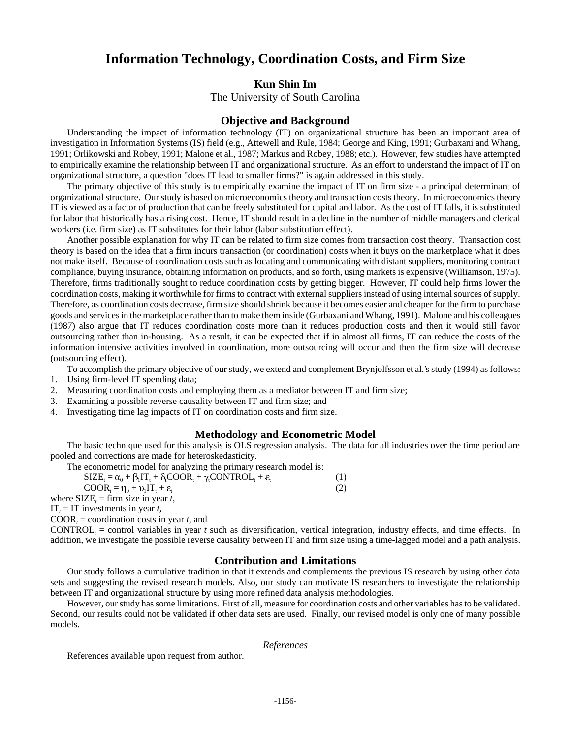# Information Technology, Coordination Costs, and Firm Size

**Kun Shin Im**
The University of South Carolina

## Objective and Background

Understanding the impact of information technology (IT) on organizational structure has been an important area of investigation in Information Systems (IS) field (e.g., Attewell and Rule, 1984; George and King, 1991; Gurbaxani and Whang, 1991; Orlikowski and Robey, 1991; Malone et al., 1987; Markus and Robey, 1988; etc.). However, few studies have attempted to empirically examine the relationship between IT and organizational structure. As an effort to understand the impact of IT on organizational structure, a question "does IT lead to smaller firms?" is again addressed in this study.

The primary objective of this study is to empirically examine the impact of IT on firm size - a principal determinant of organizational structure. Our study is based on microeconomics theory and transaction costs theory. In microeconomics theory IT is viewed as a factor of production that can be freely substituted for capital and labor. As the cost of IT falls, it is substituted for labor that historically has a rising cost. Hence, IT should result in a decline in the number of middle managers and clerical workers (i.e. firm size) as IT substitutes for their labor (labor substitution effect).

Another possible explanation for why IT can be related to firm size comes from transaction cost theory. Transaction cost theory is based on the idea that a firm incurs transaction (or coordination) costs when it buys on the marketplace what it does not make itself. Because of coordination costs such as locating and communicating with distant suppliers, monitoring contract compliance, buying insurance, obtaining information on products, and so forth, using markets is expensive (Williamson, 1975). Therefore, firms traditionally sought to reduce coordination costs by getting bigger. However, IT could help firms lower the coordination costs, making it worthwhile for firms to contract with external suppliers instead of using internal sources of supply. Therefore, as coordination costs decrease, firm size should shrink because it becomes easier and cheaper for the firm to purchase goods and services in the marketplace rather than to make them inside (Gurbaxani and Whang, 1991). Malone and his colleagues (1987) also argue that IT reduces coordination costs more than it reduces production costs and then it would still favor outsourcing rather than in-housing. As a result, it can be expected that if in almost all firms, IT can reduce the costs of the information intensive activities involved in coordination, more outsourcing will occur and then the firm size will decrease (outsourcing effect).

To accomplish the primary objective of our study, we extend and complement Brynjolfsson et al.'s study (1994) as follows:

1. Using firm-level IT spending data;
2. Measuring coordination costs and employing them as a mediator between IT and firm size;
3. Examining a possible reverse causality between IT and firm size; and
4. Investigating time lag impacts of IT on coordination costs and firm size.

## Methodology and Econometric Model

The basic technique used for this analysis is OLS regression analysis. The data for all industries over the time period are pooled and corrections are made for heteroskedasticity.

The econometric model for analyzing the primary research model is:

$$SIZE_t = \alpha_0 + \beta_1 IT_t + \delta_t COOR_t + \gamma_t CONTROL_t + \varepsilon_t \quad (1)$$

$$COOR_t = \eta_0 + \upsilon_1 IT_t + \varepsilon_t \quad (2)$$

where $SIZE_t$ = firm size in year *t*,

$IT_t$ = IT investments in year *t*,

$COOR_t$ = coordination costs in year *t*, and

$CONTROL_t$ = control variables in year *t* such as diversification, vertical integration, industry effects, and time effects. In addition, we investigate the possible reverse causality between IT and firm size using a time-lagged model and a path analysis.

## Contribution and Limitations

Our study follows a cumulative tradition in that it extends and complements the previous IS research by using other data sets and suggesting the revised research models. Also, our study can motivate IS researchers to investigate the relationship between IT and organizational structure by using more refined data analysis methodologies.

However, our study has some limitations. First of all, measure for coordination costs and other variables has to be validated. Second, our results could not be validated if other data sets are used. Finally, our revised model is only one of many possible models.

### *References*

References available upon request from author.